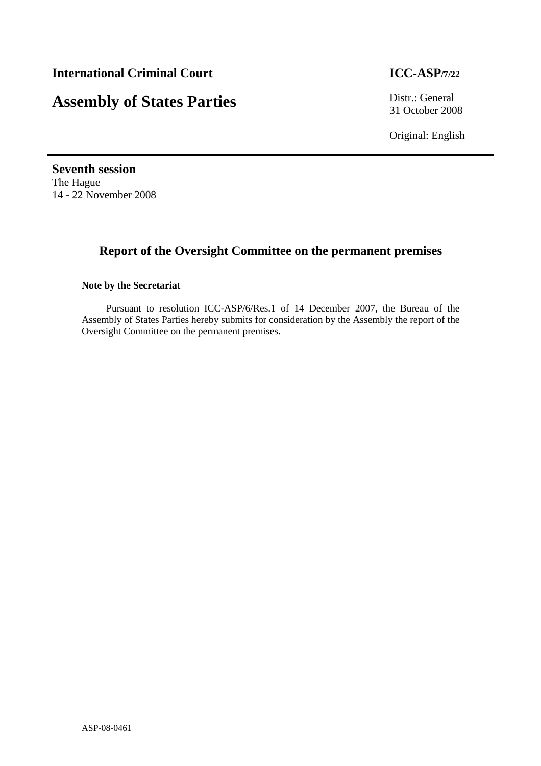**International Criminal Court** **ICC-ASP/7/22**

# Assembly of States Parties

Distr.: General
31 October 2008

Original: English

**Seventh session**
The Hague
14 - 22 November 2008

## Report of the Oversight Committee on the permanent premises

**Note by the Secretariat**

Pursuant to resolution ICC-ASP/6/Res.1 of 14 December 2007, the Bureau of the Assembly of States Parties hereby submits for consideration by the Assembly the report of the Oversight Committee on the permanent premises.

ASP-08-0461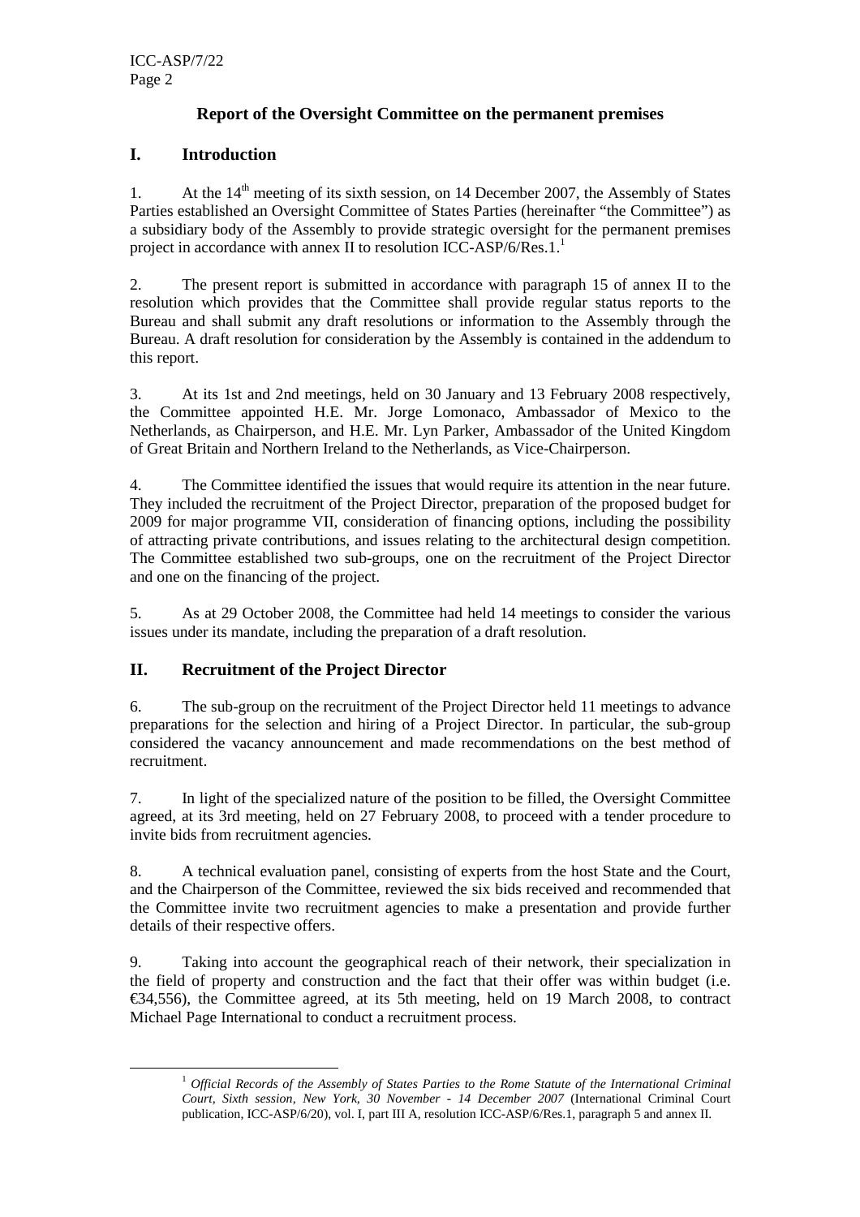## Report of the Oversight Committee on the permanent premises

## I. Introduction

1. At the 14th meeting of its sixth session, on 14 December 2007, the Assembly of States Parties established an Oversight Committee of States Parties (hereinafter "the Committee") as a subsidiary body of the Assembly to provide strategic oversight for the permanent premises project in accordance with annex II to resolution ICC-ASP/6/Res.1.[1]

2. The present report is submitted in accordance with paragraph 15 of annex II to the resolution which provides that the Committee shall provide regular status reports to the Bureau and shall submit any draft resolutions or information to the Assembly through the Bureau. A draft resolution for consideration by the Assembly is contained in the addendum to this report.

3. At its 1st and 2nd meetings, held on 30 January and 13 February 2008 respectively, the Committee appointed H.E. Mr. Jorge Lomonaco, Ambassador of Mexico to the Netherlands, as Chairperson, and H.E. Mr. Lyn Parker, Ambassador of the United Kingdom of Great Britain and Northern Ireland to the Netherlands, as Vice-Chairperson.

4. The Committee identified the issues that would require its attention in the near future. They included the recruitment of the Project Director, preparation of the proposed budget for 2009 for major programme VII, consideration of financing options, including the possibility of attracting private contributions, and issues relating to the architectural design competition. The Committee established two sub-groups, one on the recruitment of the Project Director and one on the financing of the project.

5. As at 29 October 2008, the Committee had held 14 meetings to consider the various issues under its mandate, including the preparation of a draft resolution.

## II. Recruitment of the Project Director

6. The sub-group on the recruitment of the Project Director held 11 meetings to advance preparations for the selection and hiring of a Project Director. In particular, the sub-group considered the vacancy announcement and made recommendations on the best method of recruitment.

7. In light of the specialized nature of the position to be filled, the Oversight Committee agreed, at its 3rd meeting, held on 27 February 2008, to proceed with a tender procedure to invite bids from recruitment agencies.

8. A technical evaluation panel, consisting of experts from the host State and the Court, and the Chairperson of the Committee, reviewed the six bids received and recommended that the Committee invite two recruitment agencies to make a presentation and provide further details of their respective offers.

9. Taking into account the geographical reach of their network, their specialization in the field of property and construction and the fact that their offer was within budget (i.e. €34,556), the Committee agreed, at its 5th meeting, held on 19 March 2008, to contract Michael Page International to conduct a recruitment process.

[1] *Official Records of the Assembly of States Parties to the Rome Statute of the International Criminal Court, Sixth session, New York, 30 November - 14 December 2007* (International Criminal Court publication, ICC-ASP/6/20), vol. I, part III A, resolution ICC-ASP/6/Res.1, paragraph 5 and annex II.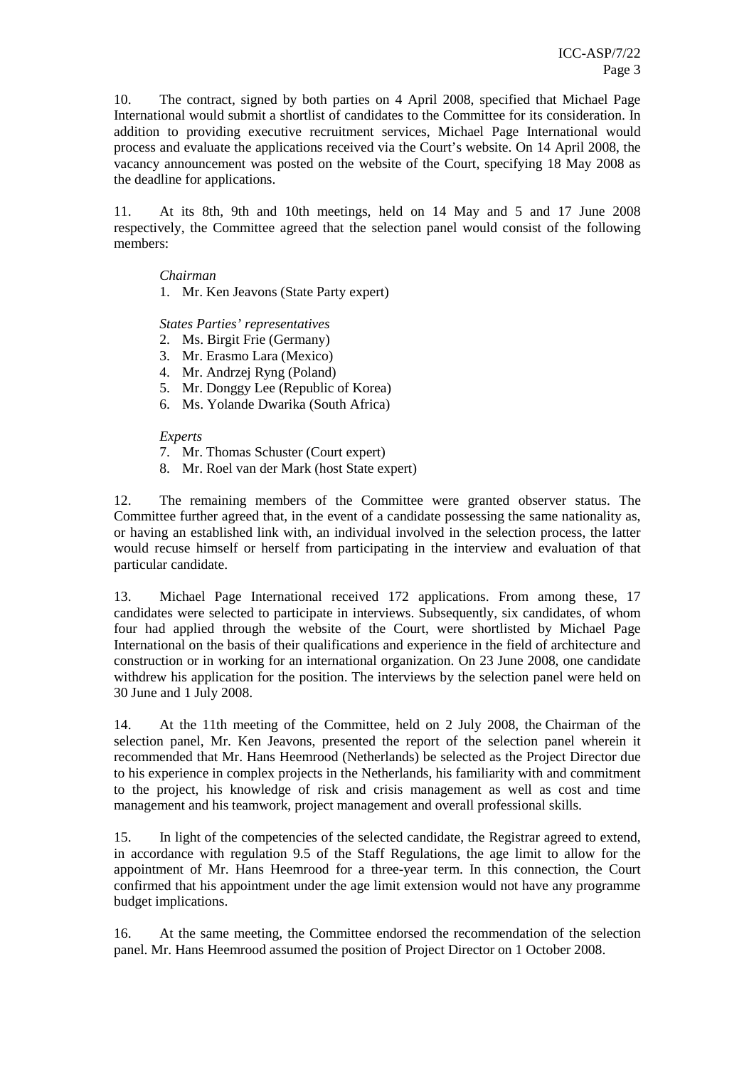10. The contract, signed by both parties on 4 April 2008, specified that Michael Page International would submit a shortlist of candidates to the Committee for its consideration. In addition to providing executive recruitment services, Michael Page International would process and evaluate the applications received via the Court's website. On 14 April 2008, the vacancy announcement was posted on the website of the Court, specifying 18 May 2008 as the deadline for applications.

11. At its 8th, 9th and 10th meetings, held on 14 May and 5 and 17 June 2008 respectively, the Committee agreed that the selection panel would consist of the following members:

*Chairman*

1. Mr. Ken Jeavons (State Party expert)

*States Parties' representatives*

2. Ms. Birgit Frie (Germany)
3. Mr. Erasmo Lara (Mexico)
4. Mr. Andrzej Ryng (Poland)
5. Mr. Donggy Lee (Republic of Korea)
6. Ms. Yolande Dwarika (South Africa)

*Experts*

7. Mr. Thomas Schuster (Court expert)
8. Mr. Roel van der Mark (host State expert)

12. The remaining members of the Committee were granted observer status. The Committee further agreed that, in the event of a candidate possessing the same nationality as, or having an established link with, an individual involved in the selection process, the latter would recuse himself or herself from participating in the interview and evaluation of that particular candidate.

13. Michael Page International received 172 applications. From among these, 17 candidates were selected to participate in interviews. Subsequently, six candidates, of whom four had applied through the website of the Court, were shortlisted by Michael Page International on the basis of their qualifications and experience in the field of architecture and construction or in working for an international organization. On 23 June 2008, one candidate withdrew his application for the position. The interviews by the selection panel were held on 30 June and 1 July 2008.

14. At the 11th meeting of the Committee, held on 2 July 2008, the Chairman of the selection panel, Mr. Ken Jeavons, presented the report of the selection panel wherein it recommended that Mr. Hans Heemrood (Netherlands) be selected as the Project Director due to his experience in complex projects in the Netherlands, his familiarity with and commitment to the project, his knowledge of risk and crisis management as well as cost and time management and his teamwork, project management and overall professional skills.

15. In light of the competencies of the selected candidate, the Registrar agreed to extend, in accordance with regulation 9.5 of the Staff Regulations, the age limit to allow for the appointment of Mr. Hans Heemrood for a three-year term. In this connection, the Court confirmed that his appointment under the age limit extension would not have any programme budget implications.

16. At the same meeting, the Committee endorsed the recommendation of the selection panel. Mr. Hans Heemrood assumed the position of Project Director on 1 October 2008.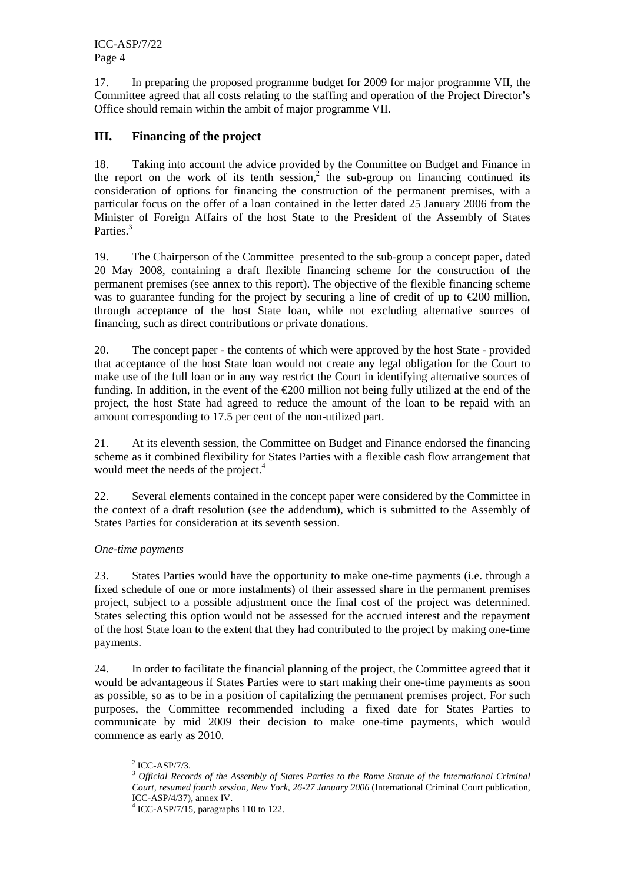17. In preparing the proposed programme budget for 2009 for major programme VII, the Committee agreed that all costs relating to the staffing and operation of the Project Director's Office should remain within the ambit of major programme VII.

## III. Financing of the project

18. Taking into account the advice provided by the Committee on Budget and Finance in the report on the work of its tenth session,[2] the sub-group on financing continued its consideration of options for financing the construction of the permanent premises, with a particular focus on the offer of a loan contained in the letter dated 25 January 2006 from the Minister of Foreign Affairs of the host State to the President of the Assembly of States Parties.[3]

19. The Chairperson of the Committee presented to the sub-group a concept paper, dated 20 May 2008, containing a draft flexible financing scheme for the construction of the permanent premises (see annex to this report). The objective of the flexible financing scheme was to guarantee funding for the project by securing a line of credit of up to €200 million, through acceptance of the host State loan, while not excluding alternative sources of financing, such as direct contributions or private donations.

20. The concept paper - the contents of which were approved by the host State - provided that acceptance of the host State loan would not create any legal obligation for the Court to make use of the full loan or in any way restrict the Court in identifying alternative sources of funding. In addition, in the event of the €200 million not being fully utilized at the end of the project, the host State had agreed to reduce the amount of the loan to be repaid with an amount corresponding to 17.5 per cent of the non-utilized part.

21. At its eleventh session, the Committee on Budget and Finance endorsed the financing scheme as it combined flexibility for States Parties with a flexible cash flow arrangement that would meet the needs of the project.[4]

22. Several elements contained in the concept paper were considered by the Committee in the context of a draft resolution (see the addendum), which is submitted to the Assembly of States Parties for consideration at its seventh session.

*One-time payments*

23. States Parties would have the opportunity to make one-time payments (i.e. through a fixed schedule of one or more instalments) of their assessed share in the permanent premises project, subject to a possible adjustment once the final cost of the project was determined. States selecting this option would not be assessed for the accrued interest and the repayment of the host State loan to the extent that they had contributed to the project by making one-time payments.

24. In order to facilitate the financial planning of the project, the Committee agreed that it would be advantageous if States Parties were to start making their one-time payments as soon as possible, so as to be in a position of capitalizing the permanent premises project. For such purposes, the Committee recommended including a fixed date for States Parties to communicate by mid 2009 their decision to make one-time payments, which would commence as early as 2010.

---

[2] ICC-ASP/7/3.

[3] *Official Records of the Assembly of States Parties to the Rome Statute of the International Criminal Court, resumed fourth session, New York, 26-27 January 2006* (International Criminal Court publication, ICC-ASP/4/37), annex IV.

[4] ICC-ASP/7/15, paragraphs 110 to 122.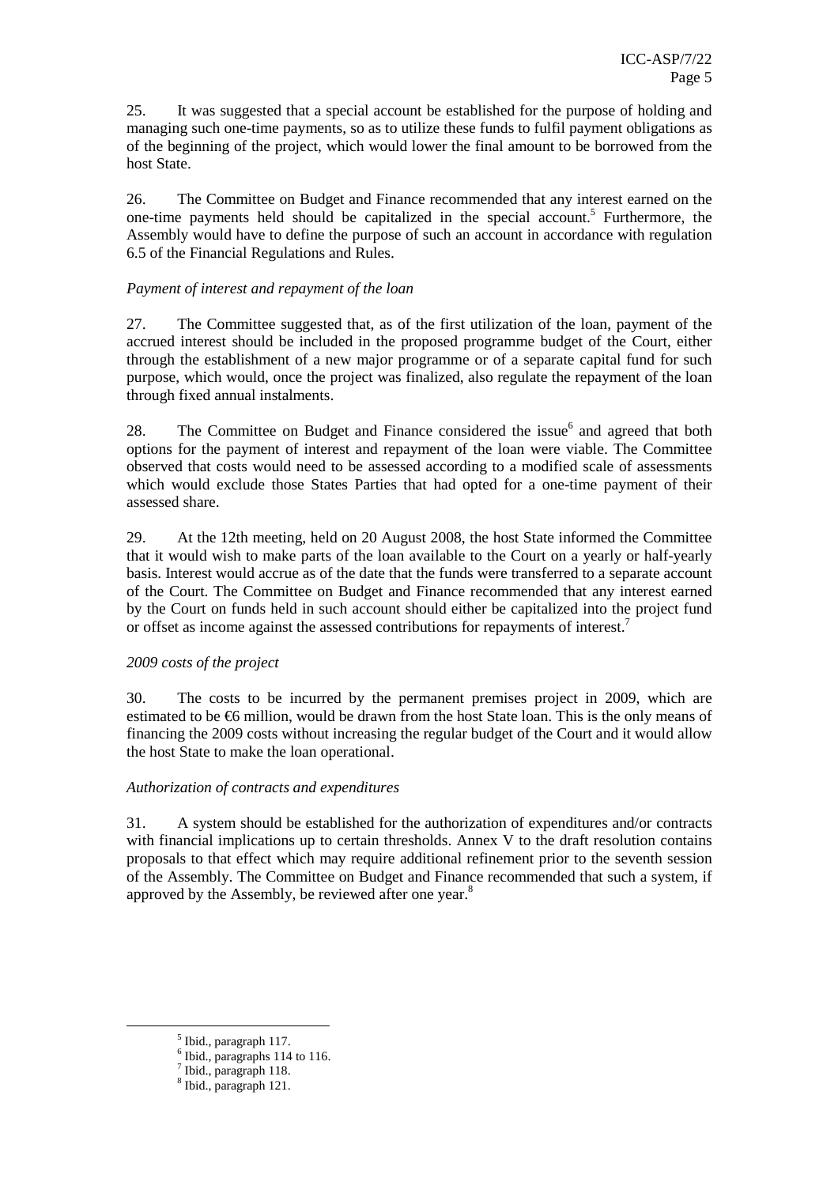25. It was suggested that a special account be established for the purpose of holding and managing such one-time payments, so as to utilize these funds to fulfil payment obligations as of the beginning of the project, which would lower the final amount to be borrowed from the host State.

26. The Committee on Budget and Finance recommended that any interest earned on the one-time payments held should be capitalized in the special account.[5] Furthermore, the Assembly would have to define the purpose of such an account in accordance with regulation 6.5 of the Financial Regulations and Rules.

*Payment of interest and repayment of the loan*

27. The Committee suggested that, as of the first utilization of the loan, payment of the accrued interest should be included in the proposed programme budget of the Court, either through the establishment of a new major programme or of a separate capital fund for such purpose, which would, once the project was finalized, also regulate the repayment of the loan through fixed annual instalments.

28. The Committee on Budget and Finance considered the issue[6] and agreed that both options for the payment of interest and repayment of the loan were viable. The Committee observed that costs would need to be assessed according to a modified scale of assessments which would exclude those States Parties that had opted for a one-time payment of their assessed share.

29. At the 12th meeting, held on 20 August 2008, the host State informed the Committee that it would wish to make parts of the loan available to the Court on a yearly or half-yearly basis. Interest would accrue as of the date that the funds were transferred to a separate account of the Court. The Committee on Budget and Finance recommended that any interest earned by the Court on funds held in such account should either be capitalized into the project fund or offset as income against the assessed contributions for repayments of interest.[7]

*2009 costs of the project*

30. The costs to be incurred by the permanent premises project in 2009, which are estimated to be €6 million, would be drawn from the host State loan. This is the only means of financing the 2009 costs without increasing the regular budget of the Court and it would allow the host State to make the loan operational.

*Authorization of contracts and expenditures*

31. A system should be established for the authorization of expenditures and/or contracts with financial implications up to certain thresholds. Annex V to the draft resolution contains proposals to that effect which may require additional refinement prior to the seventh session of the Assembly. The Committee on Budget and Finance recommended that such a system, if approved by the Assembly, be reviewed after one year.[8]

---

[5] Ibid., paragraph 117.

[6] Ibid., paragraphs 114 to 116.

[7] Ibid., paragraph 118.

[8] Ibid., paragraph 121.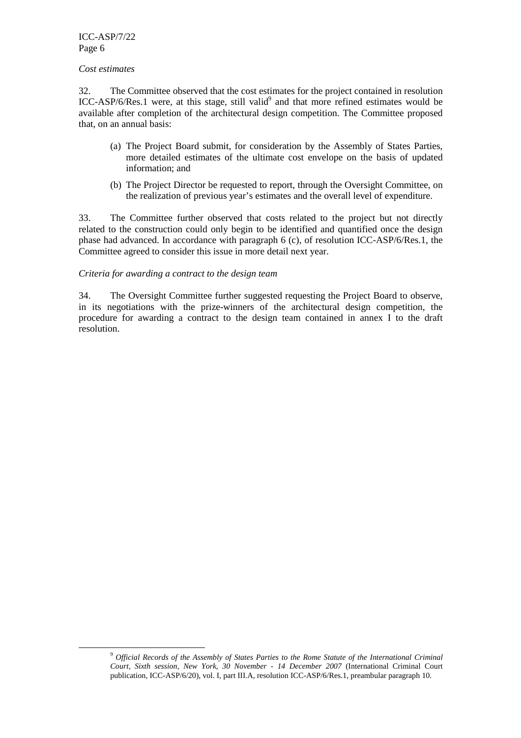*Cost estimates*

32. The Committee observed that the cost estimates for the project contained in resolution ICC-ASP/6/Res.1 were, at this stage, still valid[9] and that more refined estimates would be available after completion of the architectural design competition. The Committee proposed that, on an annual basis:

(a) The Project Board submit, for consideration by the Assembly of States Parties, more detailed estimates of the ultimate cost envelope on the basis of updated information; and

(b) The Project Director be requested to report, through the Oversight Committee, on the realization of previous year's estimates and the overall level of expenditure.

33. The Committee further observed that costs related to the project but not directly related to the construction could only begin to be identified and quantified once the design phase had advanced. In accordance with paragraph 6 (c), of resolution ICC-ASP/6/Res.1, the Committee agreed to consider this issue in more detail next year.

*Criteria for awarding a contract to the design team*

34. The Oversight Committee further suggested requesting the Project Board to observe, in its negotiations with the prize-winners of the architectural design competition, the procedure for awarding a contract to the design team contained in annex I to the draft resolution.

[9] *Official Records of the Assembly of States Parties to the Rome Statute of the International Criminal Court, Sixth session, New York, 30 November - 14 December 2007* (International Criminal Court publication, ICC-ASP/6/20), vol. I, part III.A, resolution ICC-ASP/6/Res.1, preambular paragraph 10.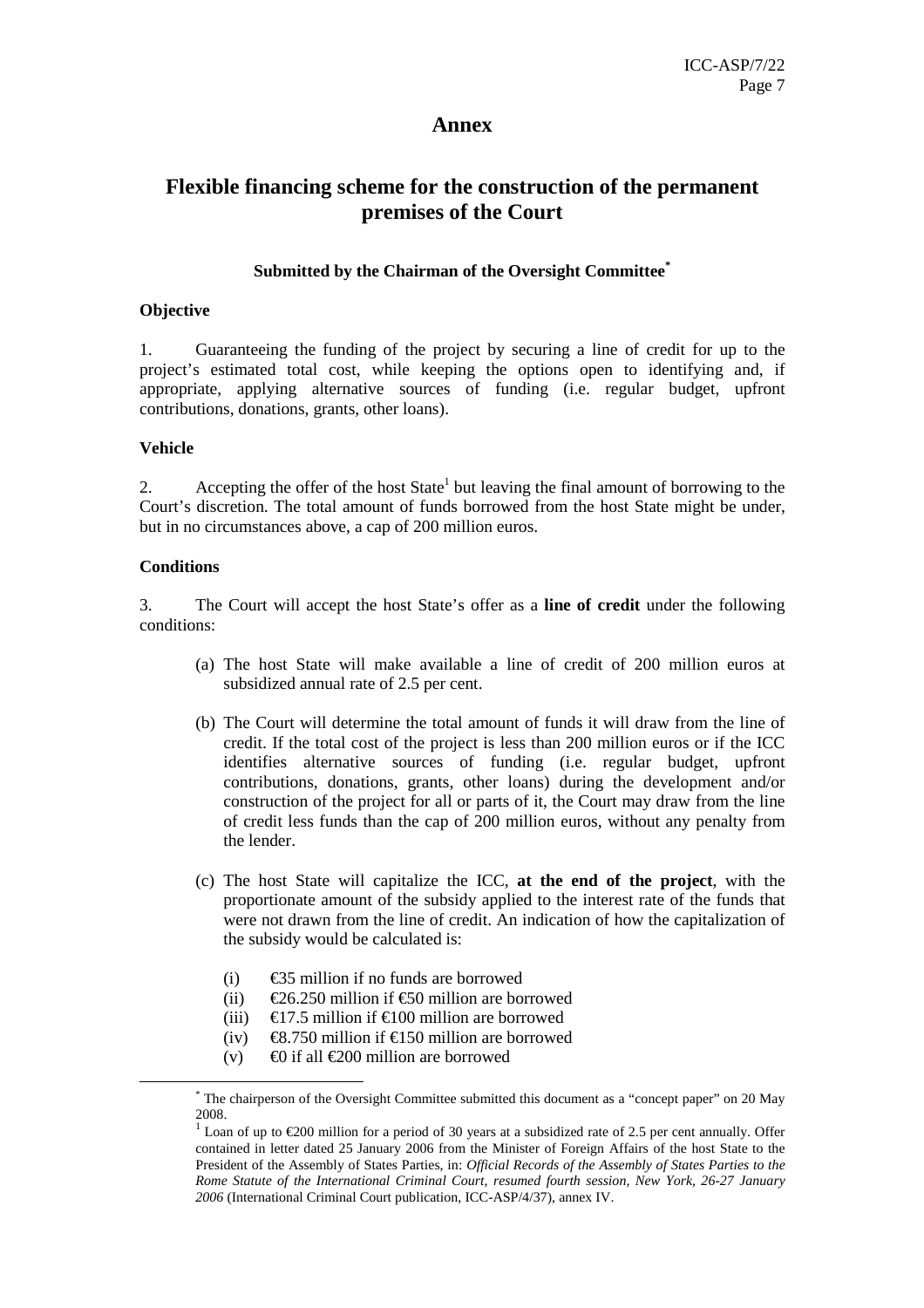# Annex

## Flexible financing scheme for the construction of the permanent premises of the Court

**Submitted by the Chairman of the Oversight Committee***

**Objective**

1. Guaranteeing the funding of the project by securing a line of credit for up to the project's estimated total cost, while keeping the options open to identifying and, if appropriate, applying alternative sources of funding (i.e. regular budget, upfront contributions, donations, grants, other loans).

**Vehicle**

2. Accepting the offer of the host State[1] but leaving the final amount of borrowing to the Court's discretion. The total amount of funds borrowed from the host State might be under, but in no circumstances above, a cap of 200 million euros.

**Conditions**

3. The Court will accept the host State's offer as a **line of credit** under the following conditions:

(a) The host State will make available a line of credit of 200 million euros at subsidized annual rate of 2.5 per cent.

(b) The Court will determine the total amount of funds it will draw from the line of credit. If the total cost of the project is less than 200 million euros or if the ICC identifies alternative sources of funding (i.e. regular budget, upfront contributions, donations, grants, other loans) during the development and/or construction of the project for all or parts of it, the Court may draw from the line of credit less funds than the cap of 200 million euros, without any penalty from the lender.

(c) The host State will capitalize the ICC, **at the end of the project**, with the proportionate amount of the subsidy applied to the interest rate of the funds that were not drawn from the line of credit. An indication of how the capitalization of the subsidy would be calculated is:

(i) €35 million if no funds are borrowed
(ii) €26.250 million if €50 million are borrowed
(iii) €17.5 million if €100 million are borrowed
(iv) €8.750 million if €150 million are borrowed
(v) €0 if all €200 million are borrowed

---

\* The chairperson of the Oversight Committee submitted this document as a "concept paper" on 20 May 2008.

[1] Loan of up to €200 million for a period of 30 years at a subsidized rate of 2.5 per cent annually. Offer contained in letter dated 25 January 2006 from the Minister of Foreign Affairs of the host State to the President of the Assembly of States Parties, in: *Official Records of the Assembly of States Parties to the Rome Statute of the International Criminal Court, resumed fourth session, New York, 26-27 January 2006* (International Criminal Court publication, ICC-ASP/4/37), annex IV.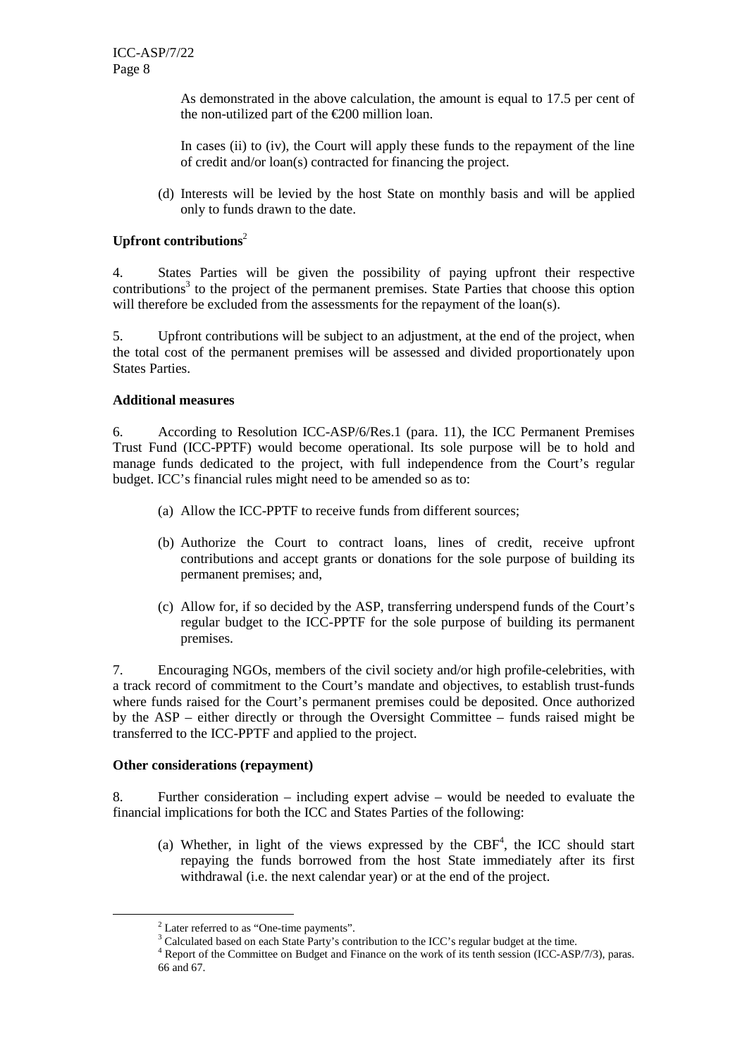As demonstrated in the above calculation, the amount is equal to 17.5 per cent of the non-utilized part of the €200 million loan.

In cases (ii) to (iv), the Court will apply these funds to the repayment of the line of credit and/or loan(s) contracted for financing the project.

(d) Interests will be levied by the host State on monthly basis and will be applied only to funds drawn to the date.

**Upfront contributions**[2]

4. States Parties will be given the possibility of paying upfront their respective contributions[3] to the project of the permanent premises. State Parties that choose this option will therefore be excluded from the assessments for the repayment of the loan(s).

5. Upfront contributions will be subject to an adjustment, at the end of the project, when the total cost of the permanent premises will be assessed and divided proportionately upon States Parties.

**Additional measures**

6. According to Resolution ICC-ASP/6/Res.1 (para. 11), the ICC Permanent Premises Trust Fund (ICC-PPTF) would become operational. Its sole purpose will be to hold and manage funds dedicated to the project, with full independence from the Court's regular budget. ICC's financial rules might need to be amended so as to:

(a) Allow the ICC-PPTF to receive funds from different sources;

(b) Authorize the Court to contract loans, lines of credit, receive upfront contributions and accept grants or donations for the sole purpose of building its permanent premises; and,

(c) Allow for, if so decided by the ASP, transferring underspend funds of the Court's regular budget to the ICC-PPTF for the sole purpose of building its permanent premises.

7. Encouraging NGOs, members of the civil society and/or high profile-celebrities, with a track record of commitment to the Court's mandate and objectives, to establish trust-funds where funds raised for the Court's permanent premises could be deposited. Once authorized by the ASP – either directly or through the Oversight Committee – funds raised might be transferred to the ICC-PPTF and applied to the project.

**Other considerations (repayment)**

8. Further consideration – including expert advise – would be needed to evaluate the financial implications for both the ICC and States Parties of the following:

(a) Whether, in light of the views expressed by the CBF[4], the ICC should start repaying the funds borrowed from the host State immediately after its first withdrawal (i.e. the next calendar year) or at the end of the project.

---

[2] Later referred to as "One-time payments".

[3] Calculated based on each State Party's contribution to the ICC's regular budget at the time.

[4] Report of the Committee on Budget and Finance on the work of its tenth session (ICC-ASP/7/3), paras. 66 and 67.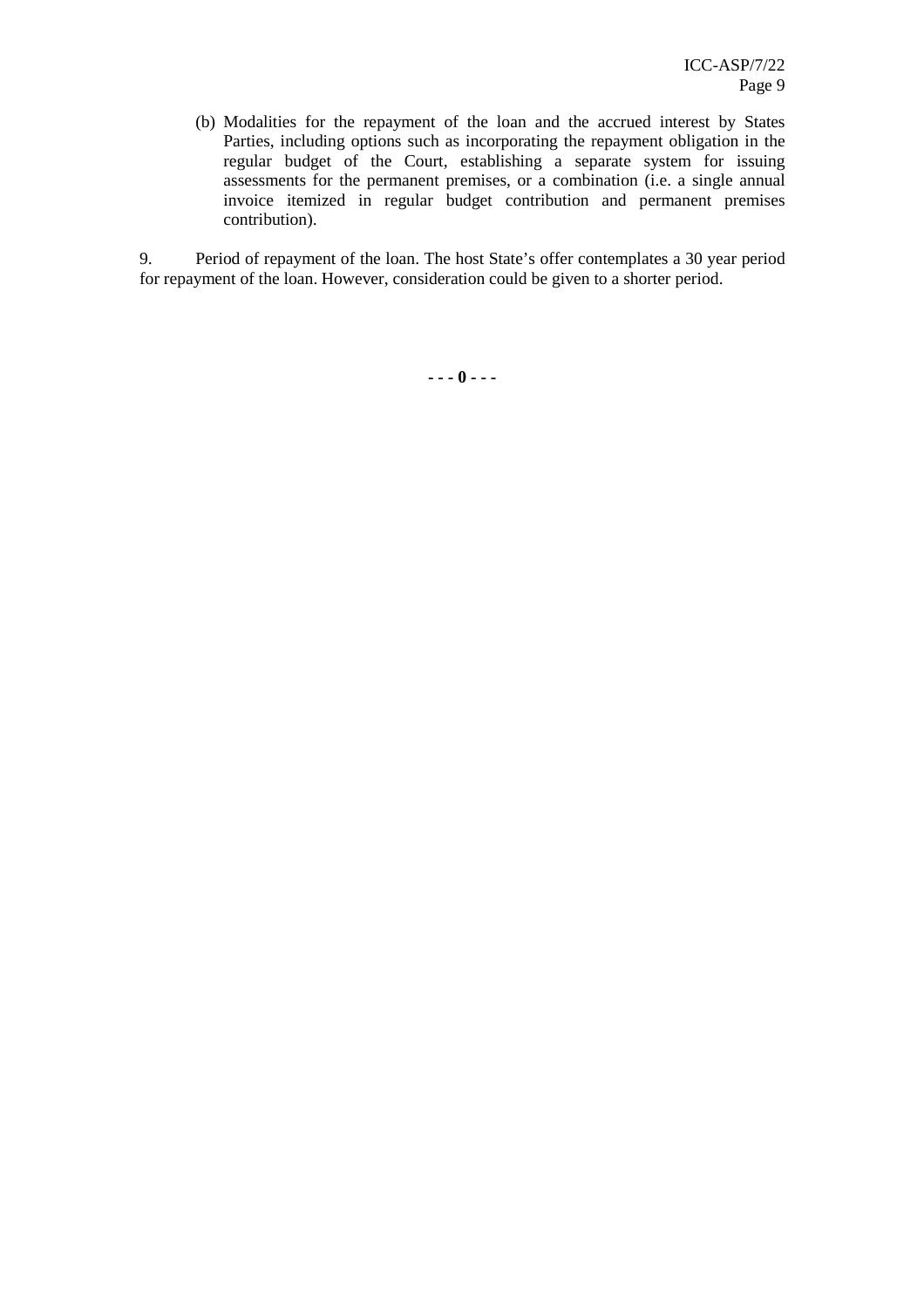(b) Modalities for the repayment of the loan and the accrued interest by States Parties, including options such as incorporating the repayment obligation in the regular budget of the Court, establishing a separate system for issuing assessments for the permanent premises, or a combination (i.e. a single annual invoice itemized in regular budget contribution and permanent premises contribution).

9. Period of repayment of the loan. The host State's offer contemplates a 30 year period for repayment of the loan. However, consideration could be given to a shorter period.

**- - - 0 - - -**